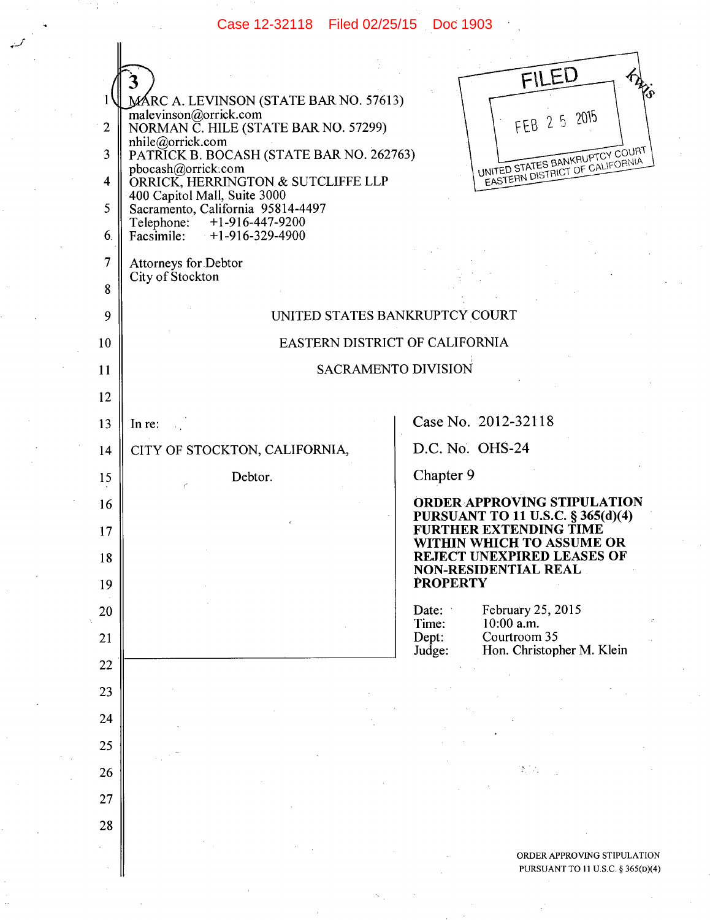MARC A. LEVINSON (STATE BAR NO. 57613)
malevinson@orrick.com
NORMAN C. HILE (STATE BAR NO. 57299)
nhile@orrick.com
PATRICK B. BOCASH (STATE BAR NO. 262763)
pbocash@orrick.com
ORRICK, HERRINGTON & SUTCLIFFE LLP
400 Capitol Mall, Suite 3000
Sacramento, California 95814-4497
Telephone: +1-916-447-9200
Facsimile: +1-916-329-4900

Attorneys for Debtor
City of Stockton

FILED
FEB 25 2015
UNITED STATES BANKRUPTCY COURT
EASTERN DISTRICT OF CALIFORNIA

UNITED STATES BANKRUPTCY COURT

EASTERN DISTRICT OF CALIFORNIA

SACRAMENTO DIVISION

In re:

CITY OF STOCKTON, CALIFORNIA,

Debtor.

Case No. 2012-32118

D.C. No. OHS-24

Chapter 9

**ORDER APPROVING STIPULATION PURSUANT TO 11 U.S.C. § 365(d)(4) FURTHER EXTENDING TIME WITHIN WHICH TO ASSUME OR REJECT UNEXPIRED LEASES OF NON-RESIDENTIAL REAL PROPERTY**

Date: February 25, 2015
Time: 10:00 a.m.
Dept: Courtroom 35
Judge: Hon. Christopher M. Klein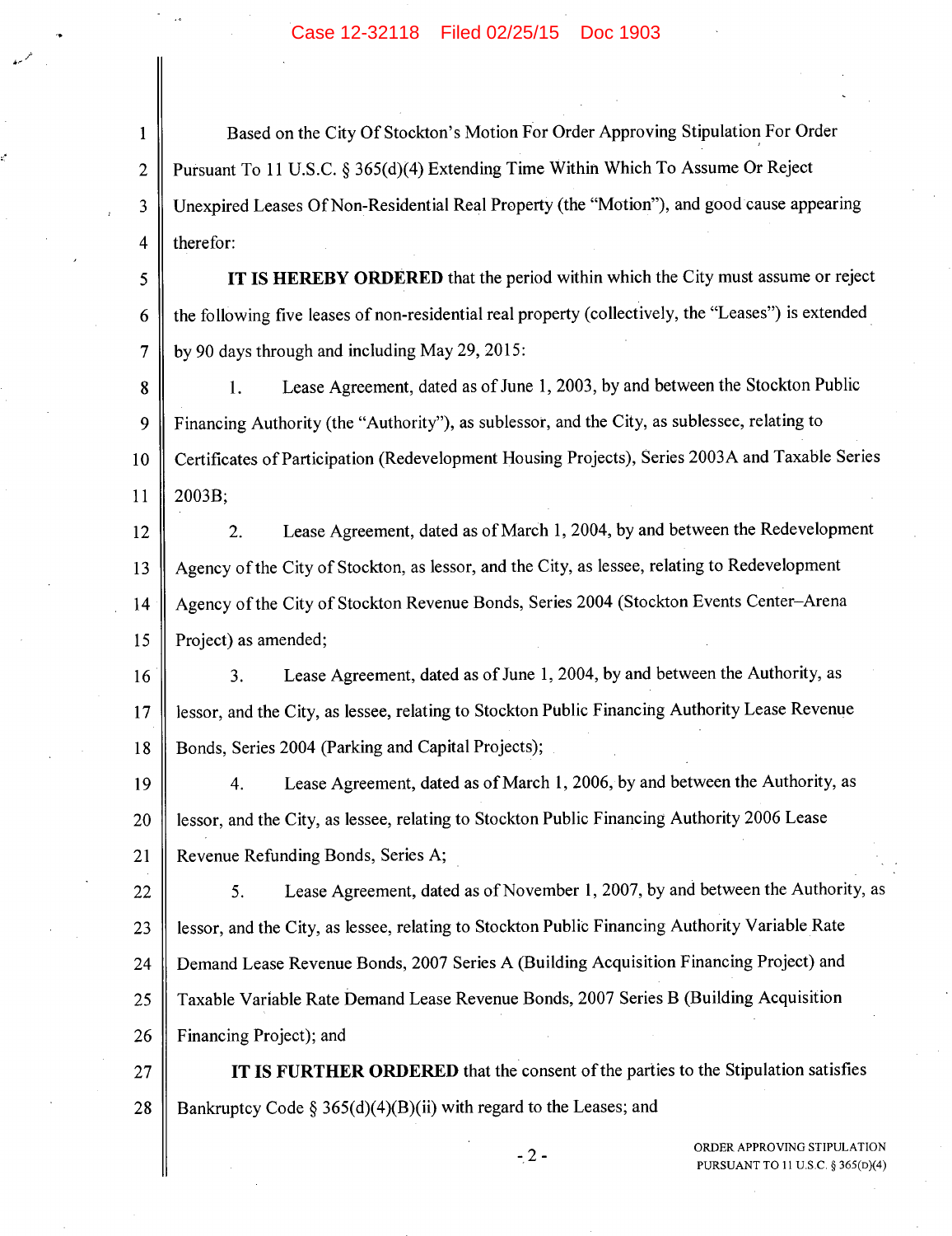Based on the City Of Stockton's Motion For Order Approving Stipulation For Order Pursuant To 11 U.S.C. § 365(d)(4) Extending Time Within Which To Assume Or Reject Unexpired Leases Of Non-Residential Real Property (the "Motion"), and good cause appearing therefor:

**IT IS HEREBY ORDERED** that the period within which the City must assume or reject the following five leases of non-residential real property (collectively, the "Leases") is extended by 90 days through and including May 29, 2015:

1. Lease Agreement, dated as of June 1, 2003, by and between the Stockton Public Financing Authority (the "Authority"), as sublessor, and the City, as sublessee, relating to Certificates of Participation (Redevelopment Housing Projects), Series 2003A and Taxable Series 2003B;

2. Lease Agreement, dated as of March 1, 2004, by and between the Redevelopment Agency of the City of Stockton, as lessor, and the City, as lessee, relating to Redevelopment Agency of the City of Stockton Revenue Bonds, Series 2004 (Stockton Events Center–Arena Project) as amended;

3. Lease Agreement, dated as of June 1, 2004, by and between the Authority, as lessor, and the City, as lessee, relating to Stockton Public Financing Authority Lease Revenue Bonds, Series 2004 (Parking and Capital Projects);

4. Lease Agreement, dated as of March 1, 2006, by and between the Authority, as lessor, and the City, as lessee, relating to Stockton Public Financing Authority 2006 Lease Revenue Refunding Bonds, Series A;

5. Lease Agreement, dated as of November 1, 2007, by and between the Authority, as lessor, and the City, as lessee, relating to Stockton Public Financing Authority Variable Rate Demand Lease Revenue Bonds, 2007 Series A (Building Acquisition Financing Project) and Taxable Variable Rate Demand Lease Revenue Bonds, 2007 Series B (Building Acquisition Financing Project); and

**IT IS FURTHER ORDERED** that the consent of the parties to the Stipulation satisfies Bankruptcy Code § 365(d)(4)(B)(ii) with regard to the Leases; and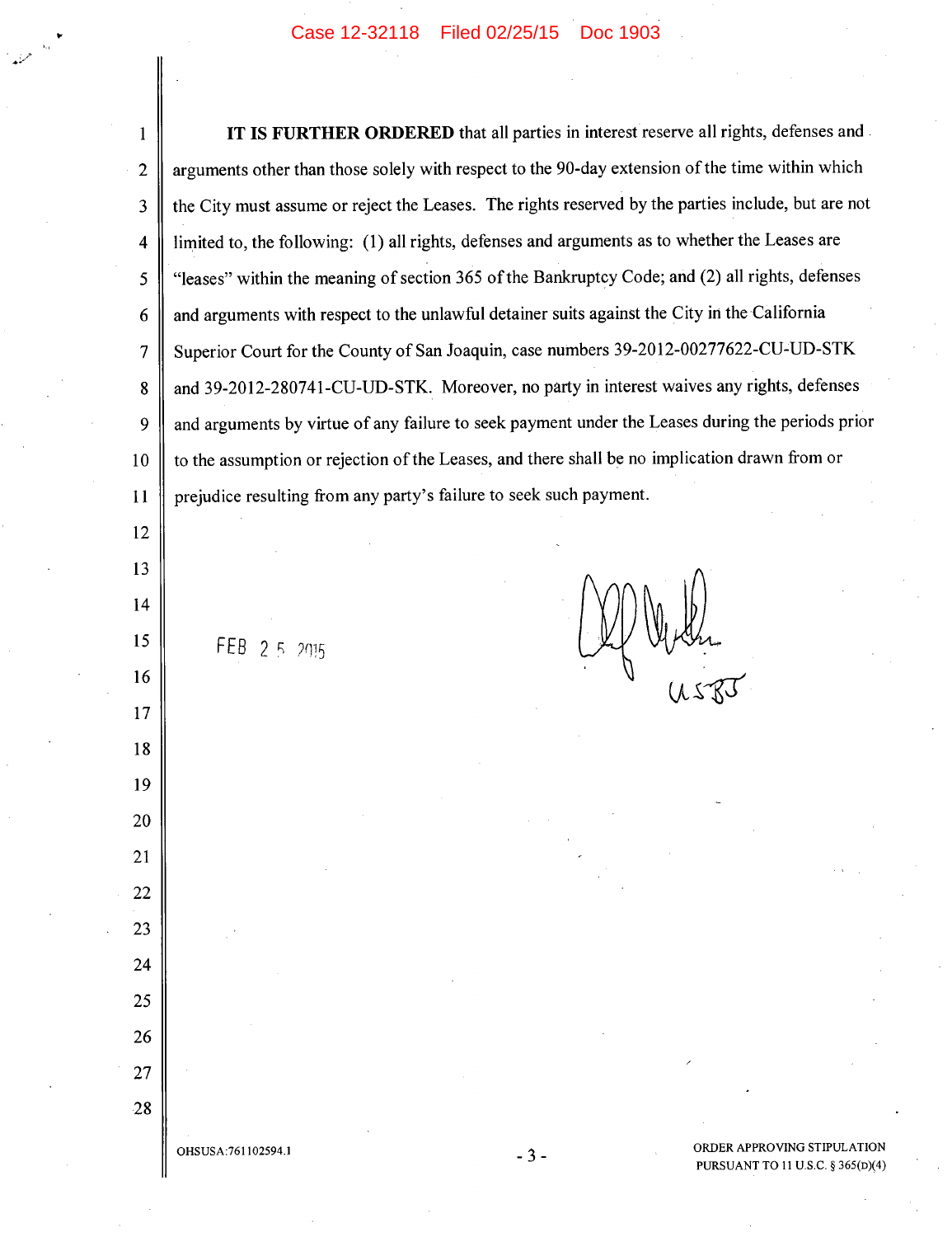**IT IS FURTHER ORDERED** that all parties in interest reserve all rights, defenses and arguments other than those solely with respect to the 90-day extension of the time within which the City must assume or reject the Leases. The rights reserved by the parties include, but are not limited to, the following: (1) all rights, defenses and arguments as to whether the Leases are "leases" within the meaning of section 365 of the Bankruptcy Code; and (2) all rights, defenses and arguments with respect to the unlawful detainer suits against the City in the California Superior Court for the County of San Joaquin, case numbers 39-2012-00277622-CU-UD-STK and 39-2012-280741-CU-UD-STK. Moreover, no party in interest waives any rights, defenses and arguments by virtue of any failure to seek payment under the Leases during the periods prior to the assumption or rejection of the Leases, and there shall be no implication drawn from or prejudice resulting from any party's failure to seek such payment.

FEB 2 5 2015

USBJ

OHSUSA:761102594.1

ORDER APPROVING STIPULATION PURSUANT TO 11 U.S.C. § 365(D)(4)